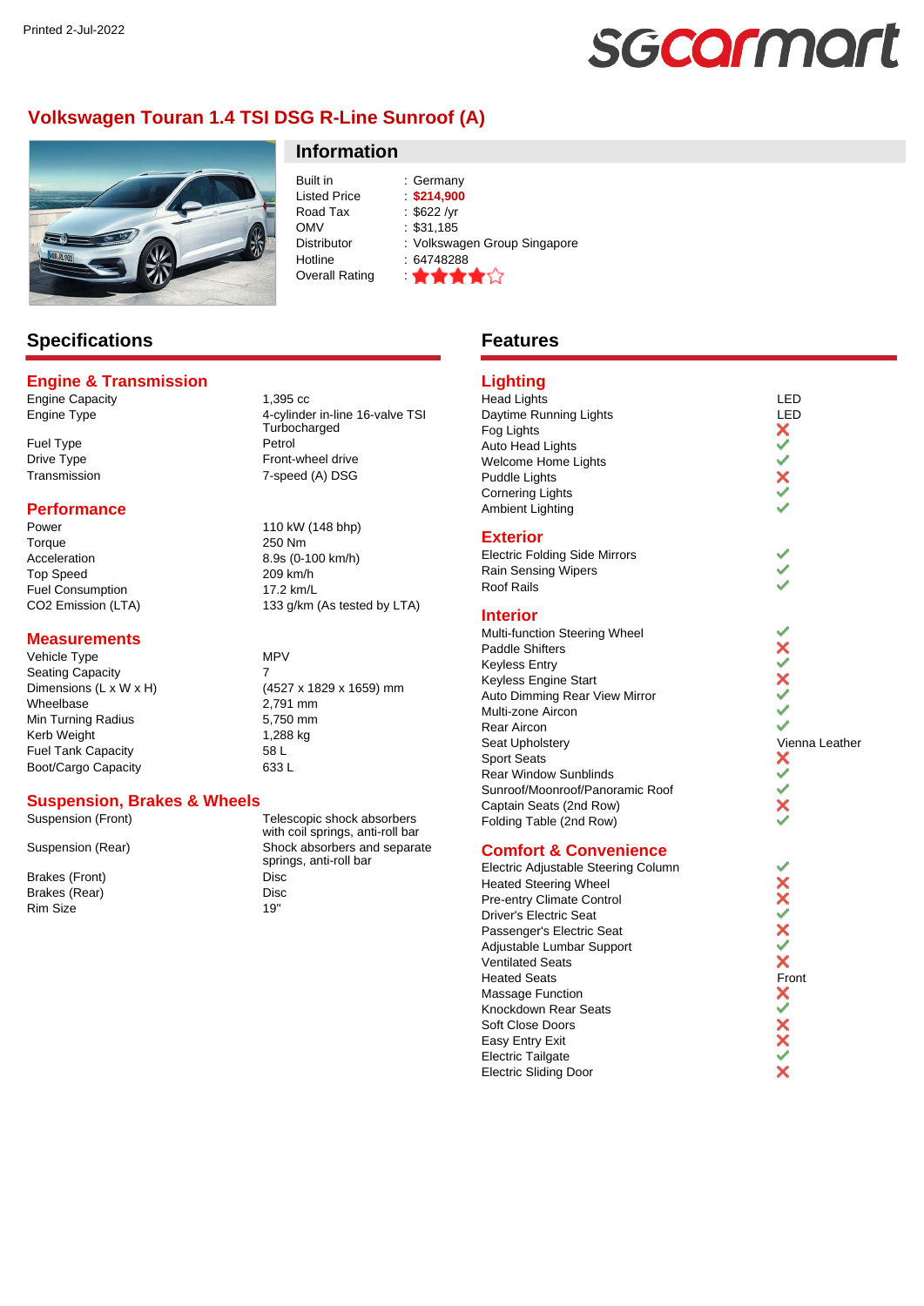# Volkswagen Touran 1.4 TSI DSG R-Line Sunroof (A)

## Information

| | |
|---|---|
| Built in | Germany |
| Listed Price | **$214,900** |
| Road Tax | $622 /yr |
| OMV | $31,185 |
| Distributor | Volkswagen Group Singapore |
| Hotline | 64748288 |
| Overall Rating | ★★★★☆ |

## Specifications

### Engine & Transmission

| | |
|---|---|
| Engine Capacity | 1,395 cc |
| Engine Type | 4-cylinder in-line 16-valve TSI Turbocharged |
| Fuel Type | Petrol |
| Drive Type | Front-wheel drive |
| Transmission | 7-speed (A) DSG |

### Performance

| | |
|---|---|
| Power | 110 kW (148 bhp) |
| Torque | 250 Nm |
| Acceleration | 8.9s (0-100 km/h) |
| Top Speed | 209 km/h |
| Fuel Consumption | 17.2 km/L |
| $CO_2$ Emission (LTA) | 133 g/km (As tested by LTA) |

### Measurements

| | |
|---|---|
| Vehicle Type | MPV |
| Seating Capacity | 7 |
| Dimensions (L x W x H) | (4527 x 1829 x 1659) mm |
| Wheelbase | 2,791 mm |
| Min Turning Radius | 5,750 mm |
| Kerb Weight | 1,288 kg |
| Fuel Tank Capacity | 58 L |
| Boot/Cargo Capacity | 633 L |

### Suspension, Brakes & Wheels

| | |
|---|---|
| Suspension (Front) | Telescopic shock absorbers with coil springs, anti-roll bar |
| Suspension (Rear) | Shock absorbers and separate springs, anti-roll bar |
| Brakes (Front) | Disc |
| Brakes (Rear) | Disc |
| Rim Size | 19" |

## Features

### Lighting

| | |
|---|---|
| Head Lights | LED |
| Daytime Running Lights | LED |
| Fog Lights | ✗ |
| Auto Head Lights | ✓ |
| Welcome Home Lights | ✓ |
| Puddle Lights | ✗ |
| Cornering Lights | ✓ |
| Ambient Lighting | ✓ |

### Exterior

| | |
|---|---|
| Electric Folding Side Mirrors | ✓ |
| Rain Sensing Wipers | ✓ |
| Roof Rails | ✓ |

### Interior

| | |
|---|---|
| Multi-function Steering Wheel | ✓ |
| Paddle Shifters | ✗ |
| Keyless Entry | ✓ |
| Keyless Engine Start | ✗ |
| Auto Dimming Rear View Mirror | ✓ |
| Multi-zone Aircon | ✓ |
| Rear Aircon | ✓ |
| Seat Upholstery | Vienna Leather |
| Sport Seats | ✗ |
| Rear Window Sunblinds | ✓ |
| Sunroof/Moonroof/Panoramic Roof | ✓ |
| Captain Seats (2nd Row) | ✗ |
| Folding Table (2nd Row) | ✓ |

### Comfort & Convenience

| | |
|---|---|
| Electric Adjustable Steering Column | ✓ |
| Heated Steering Wheel | ✗ |
| Pre-entry Climate Control | ✗ |
| Driver's Electric Seat | ✓ |
| Passenger's Electric Seat | ✗ |
| Adjustable Lumbar Support | ✓ |
| Ventilated Seats | ✗ |
| Heated Seats | Front |
| Massage Function | ✗ |
| Knockdown Rear Seats | ✓ |
| Soft Close Doors | ✗ |
| Easy Entry Exit | ✗ |
| Electric Tailgate | ✓ |
| Electric Sliding Door | ✗ |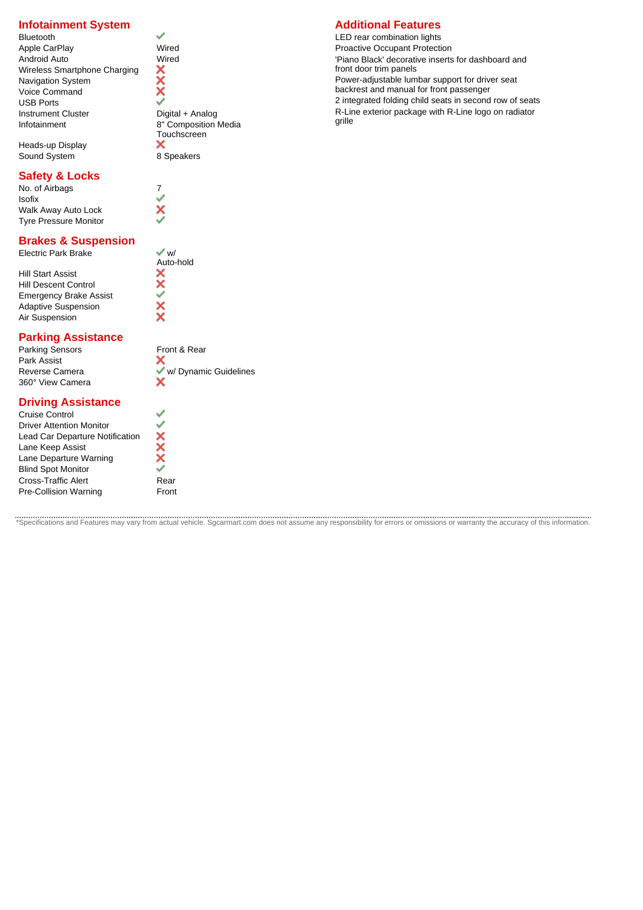## Infotainment System

| | |
|---|---|
| Bluetooth | ✔ |
| Apple CarPlay | Wired |
| Android Auto | Wired |
| Wireless Smartphone Charging | ✘ |
| Navigation System | ✘ |
| Voice Command | ✘ |
| USB Ports | ✔ |
| Instrument Cluster | Digital + Analog |
| Infotainment | 8" Composition Media Touchscreen |
| Heads-up Display | ✘ |
| Sound System | 8 Speakers |

## Safety & Locks

| | |
|---|---|
| No. of Airbags | 7 |
| Isofix | ✔ |
| Walk Away Auto Lock | ✘ |
| Tyre Pressure Monitor | ✔ |

## Brakes & Suspension

| | |
|---|---|
| Electric Park Brake | ✔ w/ Auto-hold |
| Hill Start Assist | ✘ |
| Hill Descent Control | ✘ |
| Emergency Brake Assist | ✔ |
| Adaptive Suspension | ✘ |
| Air Suspension | ✘ |

## Parking Assistance

| | |
|---|---|
| Parking Sensors | Front & Rear |
| Park Assist | ✘ |
| Reverse Camera | ✔ w/ Dynamic Guidelines |
| 360° View Camera | ✘ |

## Driving Assistance

| | |
|---|---|
| Cruise Control | ✔ |
| Driver Attention Monitor | ✔ |
| Lead Car Departure Notification | ✘ |
| Lane Keep Assist | ✘ |
| Lane Departure Warning | ✘ |
| Blind Spot Monitor | ✔ |
| Cross-Traffic Alert | Rear |
| Pre-Collision Warning | Front |

## Additional Features

LED rear combination lights
Proactive Occupant Protection
'Piano Black' decorative inserts for dashboard and front door trim panels
Power-adjustable lumbar support for driver seat backrest and manual for front passenger
2 integrated folding child seats in second row of seats
R-Line exterior package with R-Line logo on radiator grille

*Specifications and Features may vary from actual vehicle. Sgcarmart.com does not assume any responsibility for errors or omissions or warranty the accuracy of this information.